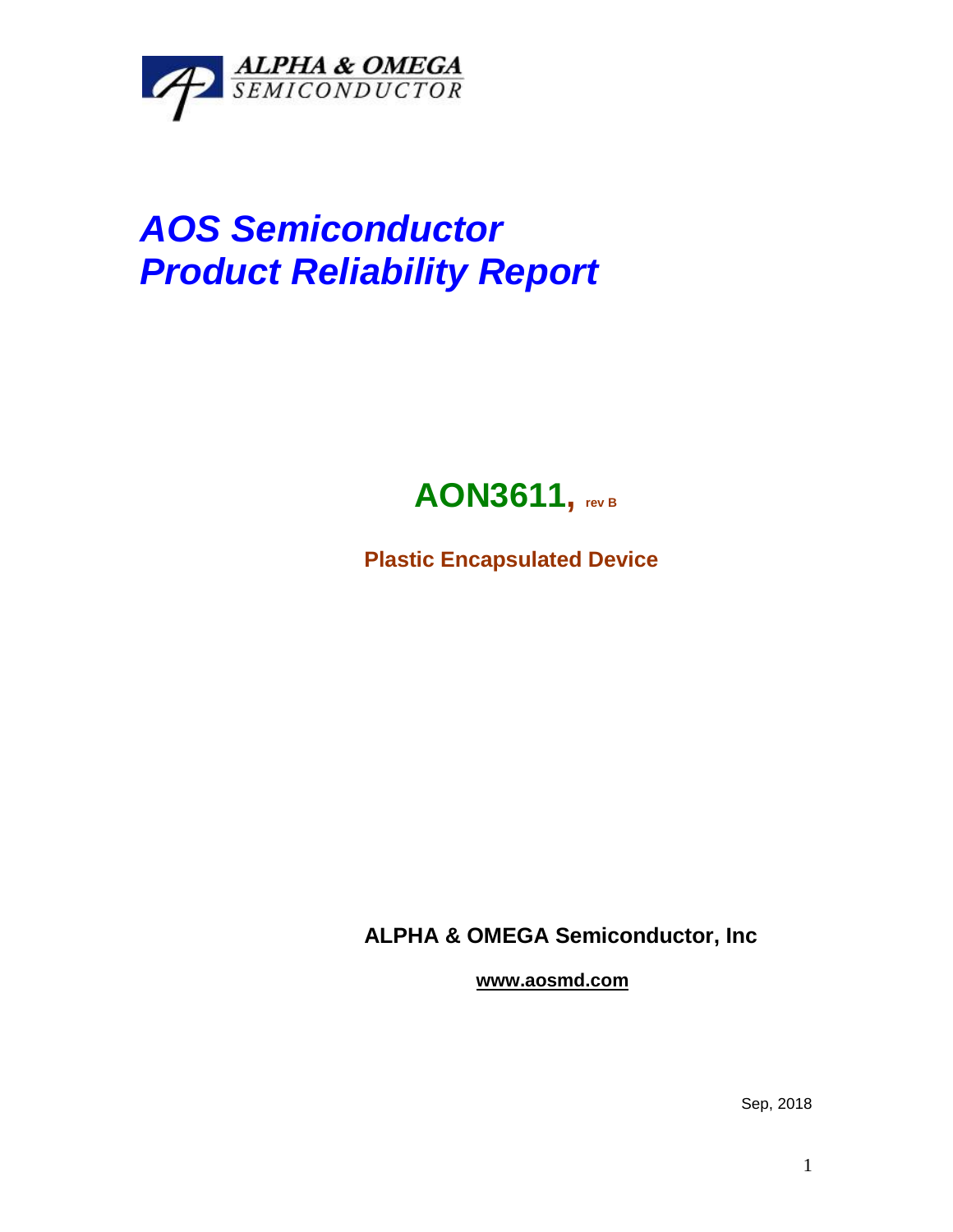ALPHA & OMEGA
SEMICONDUCTOR

# *AOS Semiconductor*
# *Product Reliability Report*

## AON3611, rev B

**Plastic Encapsulated Device**

**ALPHA & OMEGA Semiconductor, Inc**

**www.aosmd.com**

Sep, 2018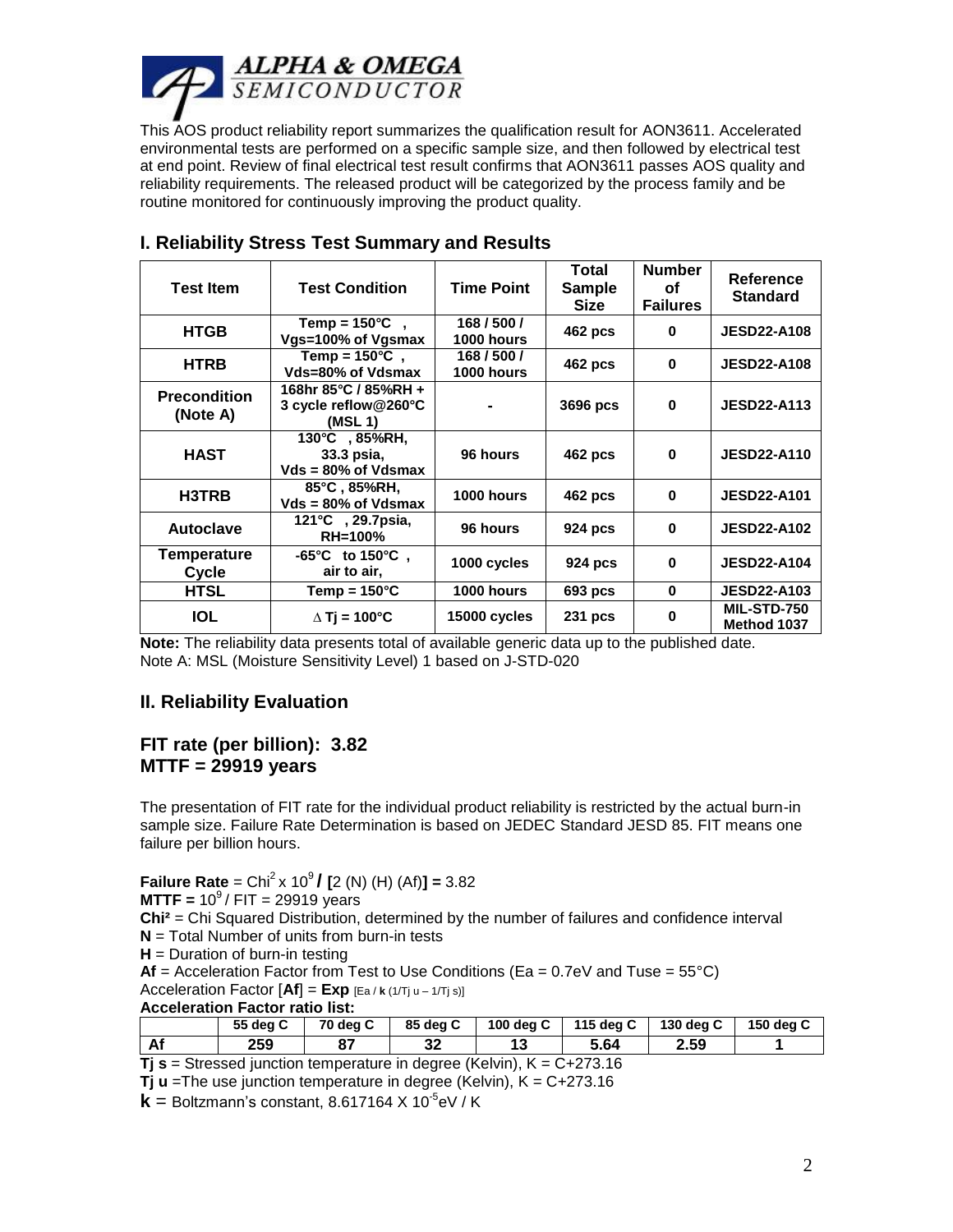This AOS product reliability report summarizes the qualification result for AON3611. Accelerated environmental tests are performed on a specific sample size, and then followed by electrical test at end point. Review of final electrical test result confirms that AON3611 passes AOS quality and reliability requirements. The released product will be categorized by the process family and be routine monitored for continuously improving the product quality.

## I. Reliability Stress Test Summary and Results

| Test Item | Test Condition | Time Point | Total Sample Size | Number of Failures | Reference Standard |
|---|---|---|---|---|---|
| **HTGB** | **Temp = 150°C , Vgs=100% of Vgsmax** | **168 / 500 / 1000 hours** | **462 pcs** | **0** | **JESD22-A108** |
| **HTRB** | **Temp = 150°C , Vds=80% of Vdsmax** | **168 / 500 / 1000 hours** | **462 pcs** | **0** | **JESD22-A108** |
| **Precondition (Note A)** | **168hr 85°C / 85%RH + 3 cycle reflow@260°C (MSL 1)** | **-** | **3696 pcs** | **0** | **JESD22-A113** |
| **HAST** | **130°C , 85%RH, 33.3 psia, Vds = 80% of Vdsmax** | **96 hours** | **462 pcs** | **0** | **JESD22-A110** |
| **H3TRB** | **85°C , 85%RH, Vds = 80% of Vdsmax** | **1000 hours** | **462 pcs** | **0** | **JESD22-A101** |
| **Autoclave** | **121°C , 29.7psia, RH=100%** | **96 hours** | **924 pcs** | **0** | **JESD22-A102** |
| **Temperature Cycle** | **-65°C to 150°C , air to air,** | **1000 cycles** | **924 pcs** | **0** | **JESD22-A104** |
| **HTSL** | **Temp = 150°C** | **1000 hours** | **693 pcs** | **0** | **JESD22-A103** |
| **IOL** | **$\Delta$ Tj = 100°C** | **15000 cycles** | **231 pcs** | **0** | **MIL-STD-750 Method 1037** |

**Note:** The reliability data presents total of available generic data up to the published date.
Note A: MSL (Moisture Sensitivity Level) 1 based on J-STD-020

## II. Reliability Evaluation

### FIT rate (per billion): 3.82
### MTTF = 29919 years

The presentation of FIT rate for the individual product reliability is restricted by the actual burn-in sample size. Failure Rate Determination is based on JEDEC Standard JESD 85. FIT means one failure per billion hours.

**Failure Rate** = $Chi^2 \times 10^9$ **/ [**2 (N) (H) (Af)**] =** 3.82
**MTTF =** $10^9$ / FIT = 29919 years
**Chi²** = Chi Squared Distribution, determined by the number of failures and confidence interval
**N** = Total Number of units from burn-in tests
**H** = Duration of burn-in testing
**Af** = Acceleration Factor from Test to Use Conditions (Ea = 0.7eV and Tuse = 55°C)
Acceleration Factor [**Af**] = **Exp** [Ea / **k** (1/Tj u – 1/Tj s)]
**Acceleration Factor ratio list:**

| | 55 deg C | 70 deg C | 85 deg C | 100 deg C | 115 deg C | 130 deg C | 150 deg C |
|---|---|---|---|---|---|---|---|
| **Af** | **259** | **87** | **32** | **13** | **5.64** | **2.59** | **1** |

**Tj s** = Stressed junction temperature in degree (Kelvin), K = C+273.16
**Tj u** =The use junction temperature in degree (Kelvin), K = C+273.16
**k** = Boltzmann's constant, 8.617164 X $10^{-5}$eV / K